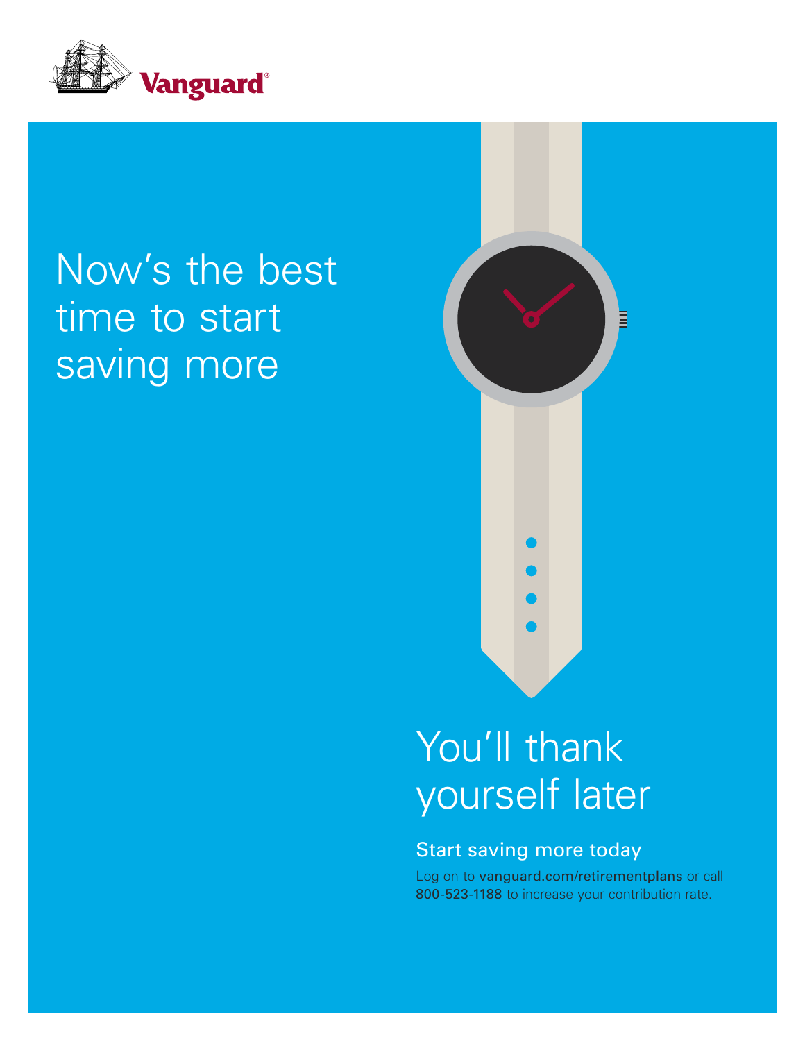Vanguard®

# Now's the best time to start saving more

# You'll thank yourself later

## Start saving more today

Log on to **vanguard.com/retirementplans** or call **800-523-1188** to increase your contribution rate.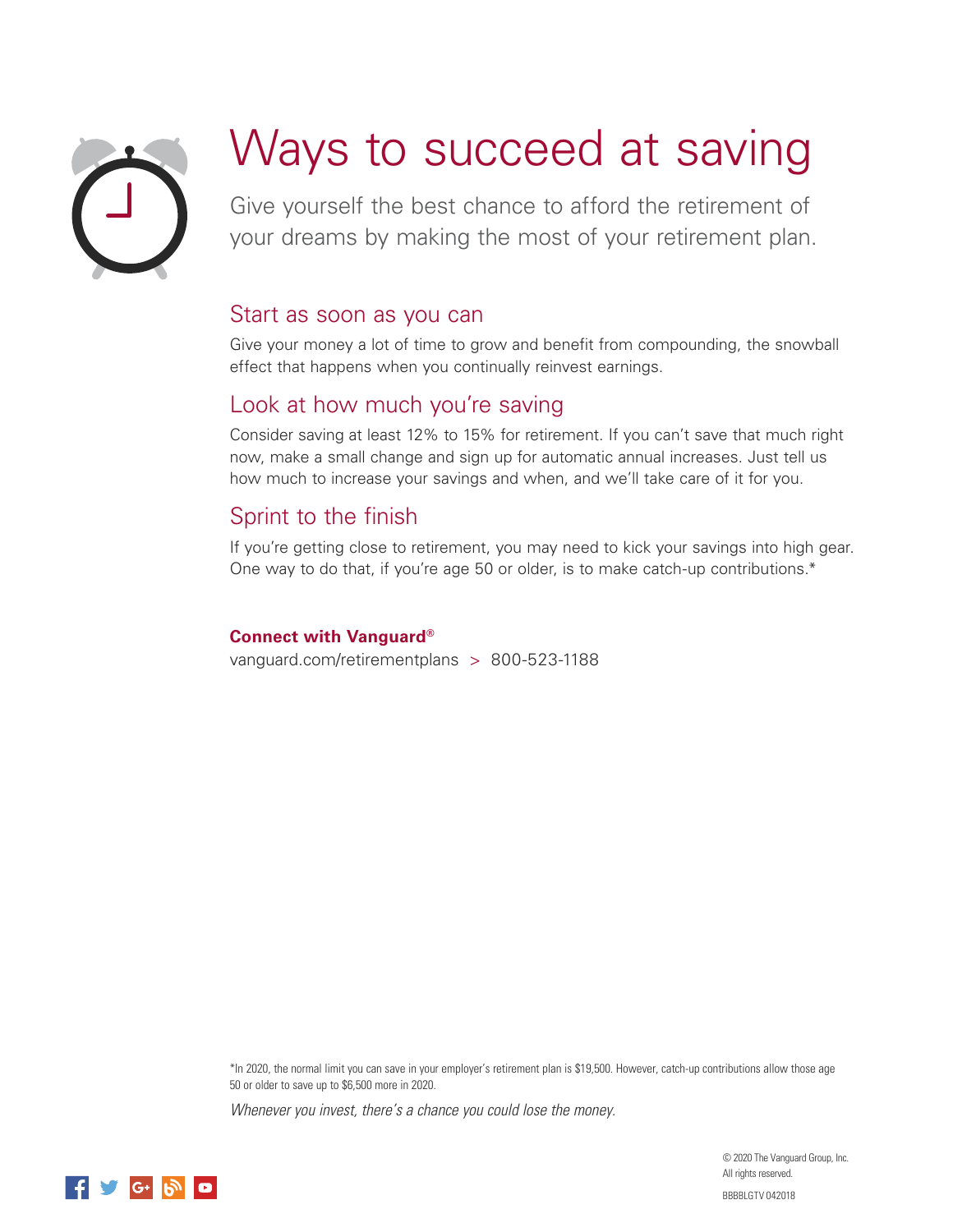# Ways to succeed at saving

Give yourself the best chance to afford the retirement of your dreams by making the most of your retirement plan.

## Start as soon as you can

Give your money a lot of time to grow and benefit from compounding, the snowball effect that happens when you continually reinvest earnings.

## Look at how much you're saving

Consider saving at least 12% to 15% for retirement. If you can't save that much right now, make a small change and sign up for automatic annual increases. Just tell us how much to increase your savings and when, and we'll take care of it for you.

## Sprint to the finish

If you're getting close to retirement, you may need to kick your savings into high gear. One way to do that, if you're age 50 or older, is to make catch-up contributions.*

**Connect with Vanguard®**

vanguard.com/retirementplans > 800-523-1188

*In 2020, the normal limit you can save in your employer's retirement plan is $19,500. However, catch-up contributions allow those age 50 or older to save up to $6,500 more in 2020.

*Whenever you invest, there's a chance you could lose the money.*

© 2020 The Vanguard Group, Inc.
All rights reserved.

BBBBLGTV 042018